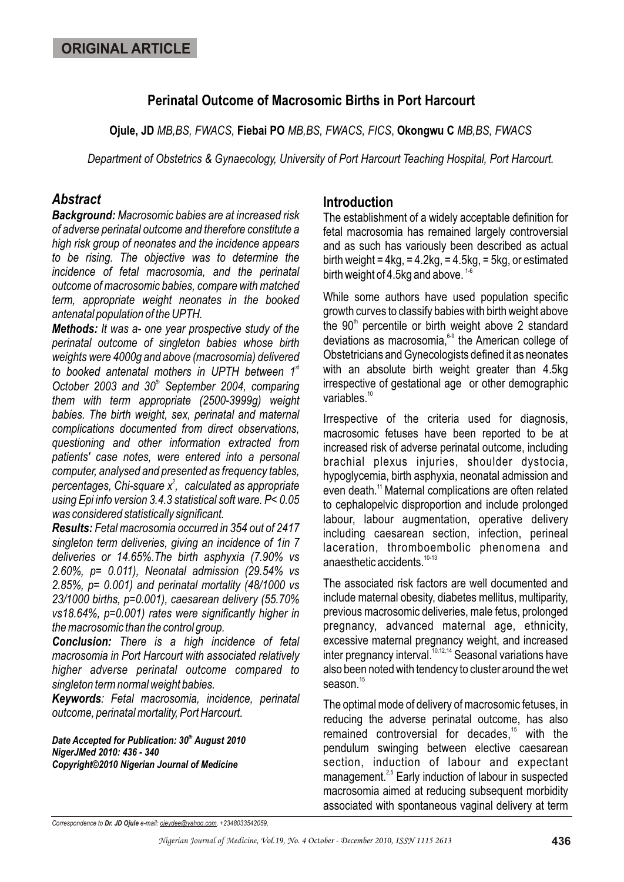**ORIGINAL ARTICLE**

# Perinatal Outcome of Macrosomic Births in Port Harcourt

**Ojule, JD** *MB,BS, FWACS,* **Fiebai PO** *MB,BS, FWACS, FICS*, **Okongwu C** *MB,BS, FWACS*

*Department of Obstetrics & Gynaecology, University of Port Harcourt Teaching Hospital, Port Harcourt.*

## *Abstract*

***Background:*** *Macrosomic babies are at increased risk of adverse perinatal outcome and therefore constitute a high risk group of neonates and the incidence appears to be rising. The objective was to determine the incidence of fetal macrosomia, and the perinatal outcome of macrosomic babies, compare with matched term, appropriate weight neonates in the booked antenatal population of the UPTH.*

***Methods:*** *It was a- one year prospective study of the perinatal outcome of singleton babies whose birth weights were 4000g and above (macrosomia) delivered to booked antenatal mothers in UPTH between 1st October 2003 and 30th September 2004, comparing them with term appropriate (2500-3999g) weight babies. The birth weight, sex, perinatal and maternal complications documented from direct observations, questioning and other information extracted from patients' case notes, were entered into a personal computer, analysed and presented as frequency tables, percentages, Chi-square $x^2$, calculated as appropriate using Epi info version 3.4.3 statistical soft ware. $P< 0.05$ was considered statistically significant.*

***Results:*** *Fetal macrosomia occurred in 354 out of 2417 singleton term deliveries, giving an incidence of 1in 7 deliveries or 14.65%.The birth asphyxia (7.90% vs 2.60%, p= 0.011), Neonatal admission (29.54% vs 2.85%, p= 0.001) and perinatal mortality (48/1000 vs 23/1000 births, p=0.001), caesarean delivery (55.70% vs18.64%, p=0.001) rates were significantly higher in the macrosomic than the control group.*

***Conclusion:*** *There is a high incidence of fetal macrosomia in Port Harcourt with associated relatively higher adverse perinatal outcome compared to singleton term normal weight babies.*

***Keywords****: Fetal macrosomia, incidence, perinatal outcome, perinatal mortality, Port Harcourt.*

***Date Accepted for Publication: 30th August 2010***
***NigerJMed 2010: 436 - 340***
***Copyright©2010 Nigerian Journal of Medicine***

## Introduction

The establishment of a widely acceptable definition for fetal macrosomia has remained largely controversial and as such has variously been described as actual birth weight = 4kg, = 4.2kg, = 4.5kg, = 5kg, or estimated birth weight of 4.5kg and above. [1-6]

While some authors have used population specific growth curves to classify babies with birth weight above the 90th percentile or birth weight above 2 standard deviations as macrosomia,[6-9] the American college of Obstetricians and Gynecologists defined it as neonates with an absolute birth weight greater than 4.5kg irrespective of gestational age or other demographic variables.[10]

Irrespective of the criteria used for diagnosis, macrosomic fetuses have been reported to be at increased risk of adverse perinatal outcome, including brachial plexus injuries, shoulder dystocia, hypoglycemia, birth asphyxia, neonatal admission and even death.[11] Maternal complications are often related to cephalopelvic disproportion and include prolonged labour, labour augmentation, operative delivery including caesarean section, infection, perineal laceration, thromboembolic phenomena and anaesthetic accidents.[10-13]

The associated risk factors are well documented and include maternal obesity, diabetes mellitus, multiparity, previous macrosomic deliveries, male fetus, prolonged pregnancy, advanced maternal age, ethnicity, excessive maternal pregnancy weight, and increased inter pregnancy interval.[10,12,14] Seasonal variations have also been noted with tendency to cluster around the wet season.[15]

The optimal mode of delivery of macrosomic fetuses, in reducing the adverse perinatal outcome, has also remained controversial for decades,[15] with the pendulum swinging between elective caesarean section, induction of labour and expectant management.[2,5] Early induction of labour in suspected macrosomia aimed at reducing subsequent morbidity associated with spontaneous vaginal delivery at term

*Correspondence to **Dr. JD Ojule** e-mail: ojeydee@yahoo.com, +2348033542059,*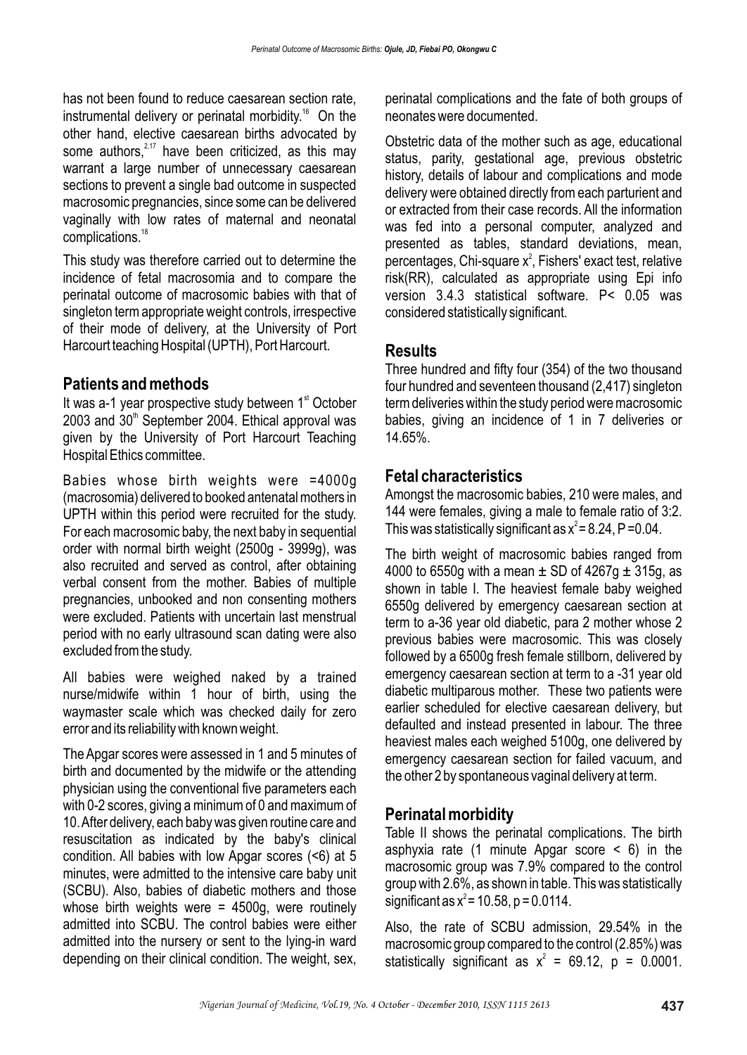has not been found to reduce caesarean section rate, instrumental delivery or perinatal morbidity.[16] On the other hand, elective caesarean births advocated by some authors,[2,17] have been criticized, as this may warrant a large number of unnecessary caesarean sections to prevent a single bad outcome in suspected macrosomic pregnancies, since some can be delivered vaginally with low rates of maternal and neonatal complications.[18]

This study was therefore carried out to determine the incidence of fetal macrosomia and to compare the perinatal outcome of macrosomic babies with that of singleton term appropriate weight controls, irrespective of their mode of delivery, at the University of Port Harcourt teaching Hospital (UPTH), Port Harcourt.

## Patients and methods

It was a-1 year prospective study between 1st October 2003 and 30th September 2004. Ethical approval was given by the University of Port Harcourt Teaching Hospital Ethics committee.

Babies whose birth weights were =4000g (macrosomia) delivered to booked antenatal mothers in UPTH within this period were recruited for the study. For each macrosomic baby, the next baby in sequential order with normal birth weight (2500g - 3999g), was also recruited and served as control, after obtaining verbal consent from the mother. Babies of multiple pregnancies, unbooked and non consenting mothers were excluded. Patients with uncertain last menstrual period with no early ultrasound scan dating were also excluded from the study.

All babies were weighed naked by a trained nurse/midwife within 1 hour of birth, using the waymaster scale which was checked daily for zero error and its reliability with known weight.

The Apgar scores were assessed in 1 and 5 minutes of birth and documented by the midwife or the attending physician using the conventional five parameters each with 0-2 scores, giving a minimum of 0 and maximum of 10. After delivery, each baby was given routine care and resuscitation as indicated by the baby's clinical condition. All babies with low Apgar scores (<6) at 5 minutes, were admitted to the intensive care baby unit (SCBU). Also, babies of diabetic mothers and those whose birth weights were = 4500g, were routinely admitted into SCBU. The control babies were either admitted into the nursery or sent to the lying-in ward depending on their clinical condition. The weight, sex, perinatal complications and the fate of both groups of neonates were documented.

Obstetric data of the mother such as age, educational status, parity, gestational age, previous obstetric history, details of labour and complications and mode delivery were obtained directly from each parturient and or extracted from their case records. All the information was fed into a personal computer, analyzed and presented as tables, standard deviations, mean, percentages, Chi-square $x^2$, Fishers' exact test, relative risk(RR), calculated as appropriate using Epi info version 3.4.3 statistical software. $P< 0.05$ was considered statistically significant.

## Results

Three hundred and fifty four (354) of the two thousand four hundred and seventeen thousand (2,417) singleton term deliveries within the study period were macrosomic babies, giving an incidence of 1 in 7 deliveries or 14.65%.

## Fetal characteristics

Amongst the macrosomic babies, 210 were males, and 144 were females, giving a male to female ratio of 3:2. This was statistically significant as $x^2 = 8.24$, $P = 0.04$.

The birth weight of macrosomic babies ranged from 4000 to 6550g with a mean ± SD of 4267g ± 315g, as shown in table I. The heaviest female baby weighed 6550g delivered by emergency caesarean section at term to a-36 year old diabetic, para 2 mother whose 2 previous babies were macrosomic. This was closely followed by a 6500g fresh female stillborn, delivered by emergency caesarean section at term to a -31 year old diabetic multiparous mother. These two patients were earlier scheduled for elective caesarean delivery, but defaulted and instead presented in labour. The three heaviest males each weighed 5100g, one delivered by emergency caesarean section for failed vacuum, and the other 2 by spontaneous vaginal delivery at term.

## Perinatal morbidity

Table II shows the perinatal complications. The birth asphyxia rate (1 minute Apgar score < 6) in the macrosomic group was 7.9% compared to the control group with 2.6%, as shown in table. This was statistically significant as $x^2 = 10.58$, $p = 0.0114$.

Also, the rate of SCBU admission, 29.54% in the macrosomic group compared to the control (2.85%) was statistically significant as $x^2 = 69.12$, $p = 0.0001$.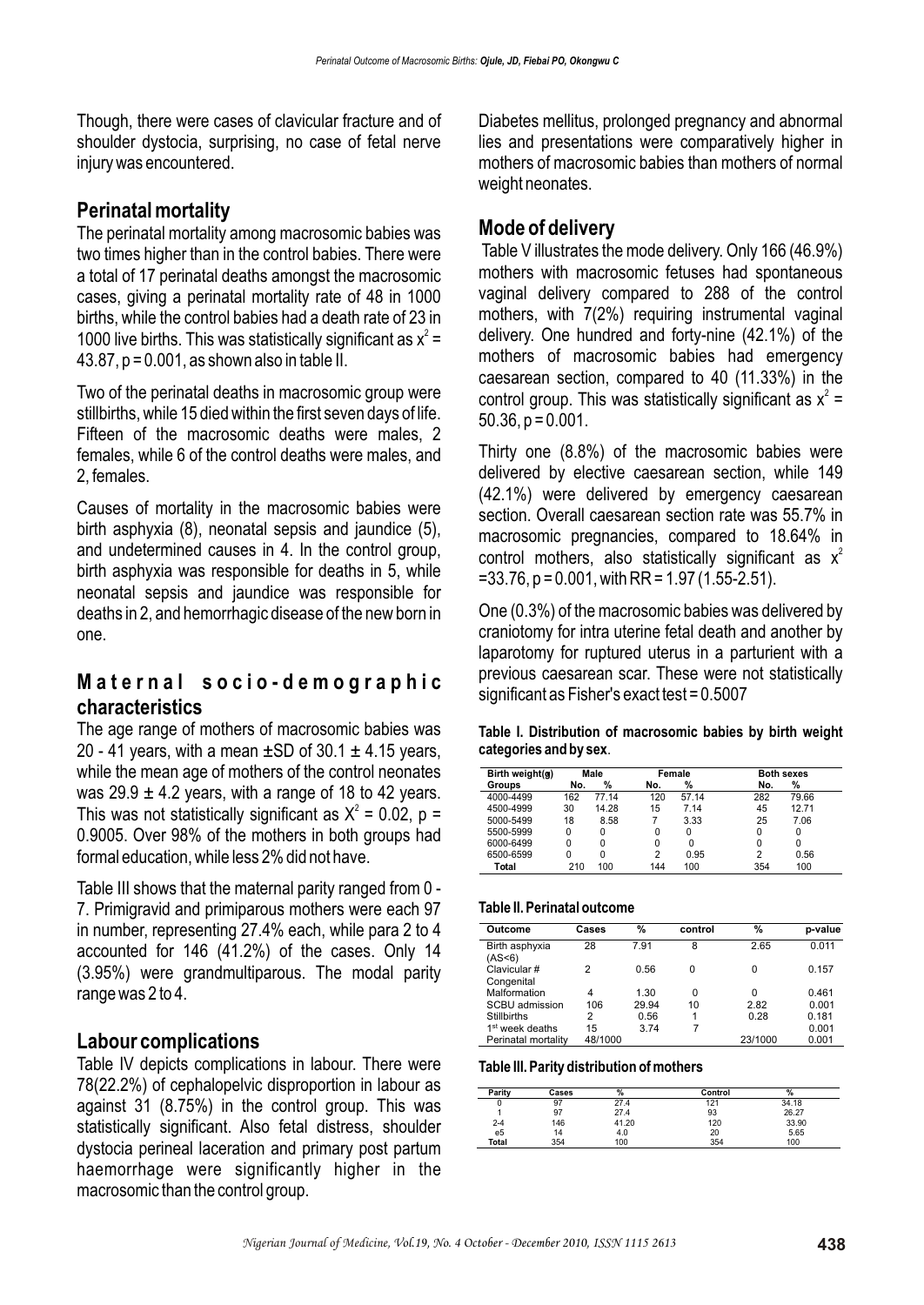Though, there were cases of clavicular fracture and of shoulder dystocia, surprising, no case of fetal nerve injury was encountered.

## Perinatal mortality

The perinatal mortality among macrosomic babies was two times higher than in the control babies. There were a total of 17 perinatal deaths amongst the macrosomic cases, giving a perinatal mortality rate of 48 in 1000 births, while the control babies had a death rate of 23 in 1000 live births. This was statistically significant as $x^2$ = 43.87, p = 0.001, as shown also in table II.

Two of the perinatal deaths in macrosomic group were stillbirths, while 15 died within the first seven days of life. Fifteen of the macrosomic deaths were males, 2 females, while 6 of the control deaths were males, and 2, females.

Causes of mortality in the macrosomic babies were birth asphyxia (8), neonatal sepsis and jaundice (5), and undetermined causes in 4. In the control group, birth asphyxia was responsible for deaths in 5, while neonatal sepsis and jaundice was responsible for deaths in 2, and hemorrhagic disease of the new born in one.

## Maternal socio-demographic characteristics

The age range of mothers of macrosomic babies was 20 - 41 years, with a mean ±SD of 30.1 ± 4.15 years, while the mean age of mothers of the control neonates was 29.9 ± 4.2 years, with a range of 18 to 42 years. This was not statistically significant as $X^2$ = 0.02, p = 0.9005. Over 98% of the mothers in both groups had formal education, while less 2% did not have.

Table III shows that the maternal parity ranged from 0 - 7. Primigravid and primiparous mothers were each 97 in number, representing 27.4% each, while para 2 to 4 accounted for 146 (41.2%) of the cases. Only 14 (3.95%) were grandmultiparous. The modal parity range was 2 to 4.

## Labour complications

Table IV depicts complications in labour. There were 78(22.2%) of cephalopelvic disproportion in labour as against 31 (8.75%) in the control group. This was statistically significant. Also fetal distress, shoulder dystocia perineal laceration and primary post partum haemorrhage were significantly higher in the macrosomic than the control group.

Diabetes mellitus, prolonged pregnancy and abnormal lies and presentations were comparatively higher in mothers of macrosomic babies than mothers of normal weight neonates.

## Mode of delivery

Table V illustrates the mode delivery. Only 166 (46.9%) mothers with macrosomic fetuses had spontaneous vaginal delivery compared to 288 of the control mothers, with 7(2%) requiring instrumental vaginal delivery. One hundred and forty-nine (42.1%) of the mothers of macrosomic babies had emergency caesarean section, compared to 40 (11.33%) in the control group. This was statistically significant as $x^2$ = 50.36, p = 0.001.

Thirty one (8.8%) of the macrosomic babies were delivered by elective caesarean section, while 149 (42.1%) were delivered by emergency caesarean section. Overall caesarean section rate was 55.7% in macrosomic pregnancies, compared to 18.64% in control mothers, also statistically significant as $x^2$ =33.76, p = 0.001, with RR = 1.97 (1.55-2.51).

One (0.3%) of the macrosomic babies was delivered by craniotomy for intra uterine fetal death and another by laparotomy for ruptured uterus in a parturient with a previous caesarean scar. These were not statistically significant as Fisher's exact test = 0.5007

**Table I. Distribution of macrosomic babies by birth weight categories and by sex.**

| Birth weight(g) Groups | Male No. | Male % | Female No. | Female % | Both sexes No. | Both sexes % |
|---|---|---|---|---|---|---|
| 4000-4499 | 162 | 77.14 | 120 | 57.14 | 282 | 79.66 |
| 4500-4999 | 30 | 14.28 | 15 | 7.14 | 45 | 12.71 |
| 5000-5499 | 18 | 8.58 | 7 | 3.33 | 25 | 7.06 |
| 5500-5999 | 0 | 0 | 0 | 0 | 0 | 0 |
| 6000-6499 | 0 | 0 | 0 | 0 | 0 | 0 |
| 6500-6599 | 0 | 0 | 2 | 0.95 | 2 | 0.56 |
| Total | 210 | 100 | 144 | 100 | 354 | 100 |

**Table II. Perinatal outcome**

| Outcome | Cases | % | control | % | p-value |
|---|---|---|---|---|---|
| Birth asphyxia (AS<6) | 28 | 7.91 | 8 | 2.65 | 0.011 |
| Clavicular # | 2 | 0.56 | 0 | 0 | 0.157 |
| Congenital Malformation | 4 | 1.30 | 0 | 0 | 0.461 |
| SCBU admission | 106 | 29.94 | 10 | 2.82 | 0.001 |
| Stillbirths | 2 | 0.56 | 1 | 0.28 | 0.181 |
| 1st week deaths | 15 | 3.74 | 7 | | 0.001 |
| Perinatal mortality | 48/1000 | | | 23/1000 | 0.001 |

**Table III. Parity distribution of mothers**

| Parity | Cases | % | Control | % |
|---|---|---|---|---|
| 0 | 97 | 27.4 | 121 | 34.18 |
| 1 | 97 | 27.4 | 93 | 26.27 |
| 2-4 | 146 | 41.20 | 120 | 33.90 |
| e5 | 14 | 4.0 | 20 | 5.65 |
| Total | 354 | 100 | 354 | 100 |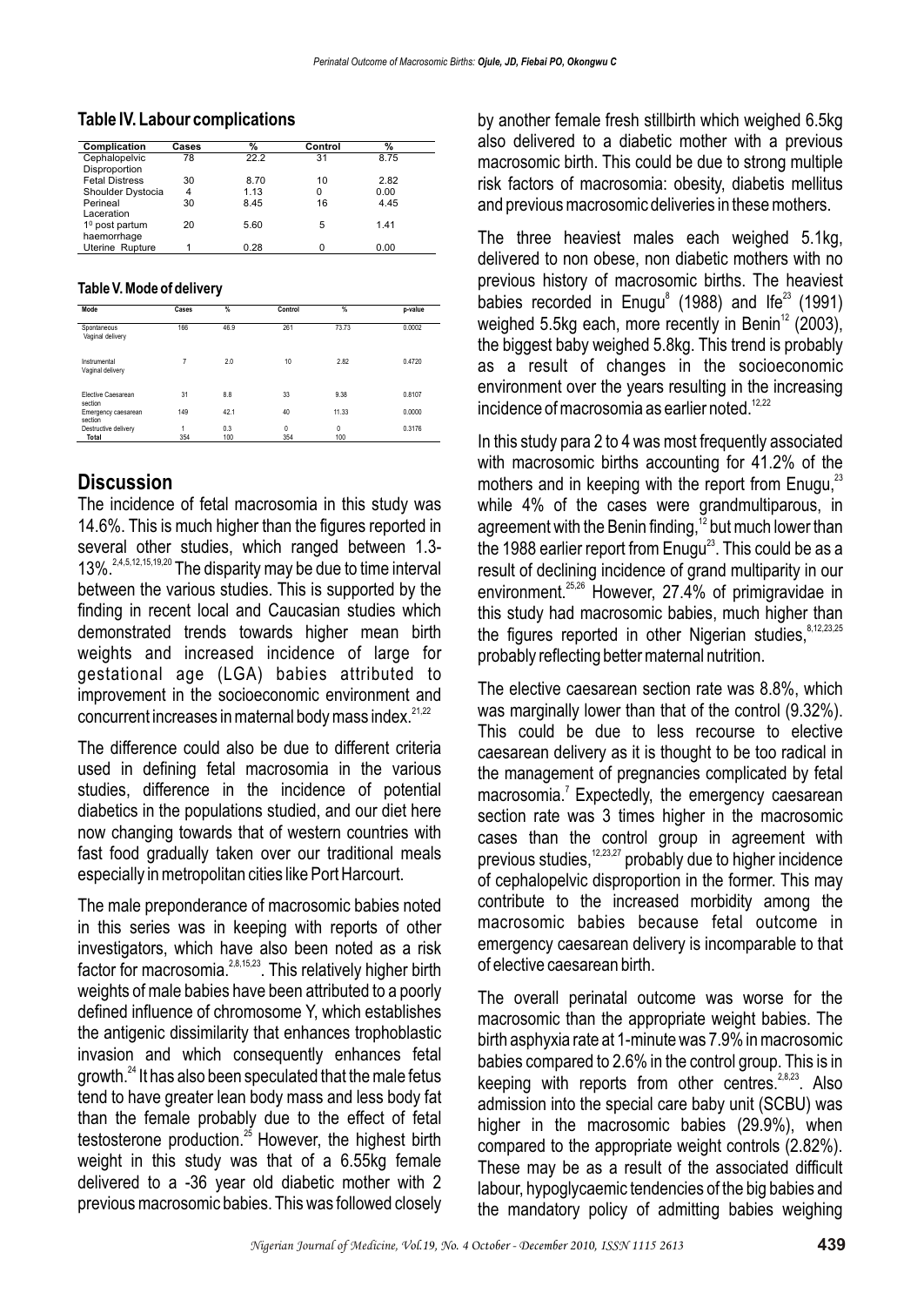### Table IV. Labour complications

| Complication | Cases | % | Control | % |
|---|---|---|---|---|
| Cephalopelvic Disproportion | 78 | 22.2 | 31 | 8.75 |
| Fetal Distress | 30 | 8.70 | 10 | 2.82 |
| Shoulder Dystocia | 4 | 1.13 | 0 | 0.00 |
| Perineal Laceration | 30 | 8.45 | 16 | 4.45 |
| $1^0$ post partum haemorrhage | 20 | 5.60 | 5 | 1.41 |
| Uterine Rupture | 1 | 0.28 | 0 | 0.00 |

### Table V. Mode of delivery

| Mode | Cases | % | Control | % | p-value |
|---|---|---|---|---|---|
| Spontaneous Vaginal delivery | 166 | 46.9 | 261 | 73.73 | 0.0002 |
| Instrumental Vaginal delivery | 7 | 2.0 | 10 | 2.82 | 0.4720 |
| Elective Caesarean section | 31 | 8.8 | 33 | 9.38 | 0.8107 |
| Emergency caesarean section | 149 | 42.1 | 40 | 11.33 | 0.0000 |
| Destructive delivery | 1 | 0.3 | 0 | 0 | 0.3176 |
| **Total** | 354 | 100 | 354 | 100 | |

## Discussion

The incidence of fetal macrosomia in this study was 14.6%. This is much higher than the figures reported in several other studies, which ranged between 1.3-13%.[2,4,5,12,15,19,20] The disparity may be due to time interval between the various studies. This is supported by the finding in recent local and Caucasian studies which demonstrated trends towards higher mean birth weights and increased incidence of large for gestational age (LGA) babies attributed to improvement in the socioeconomic environment and concurrent increases in maternal body mass index.[21,22]

The difference could also be due to different criteria used in defining fetal macrosomia in the various studies, difference in the incidence of potential diabetics in the populations studied, and our diet here now changing towards that of western countries with fast food gradually taken over our traditional meals especially in metropolitan cities like Port Harcourt.

The male preponderance of macrosomic babies noted in this series was in keeping with reports of other investigators, which have also been noted as a risk factor for macrosomia.[2,8,15,23]. This relatively higher birth weights of male babies have been attributed to a poorly defined influence of chromosome Y, which establishes the antigenic dissimilarity that enhances trophoblastic invasion and which consequently enhances fetal growth.[24] It has also been speculated that the male fetus tend to have greater lean body mass and less body fat than the female probably due to the effect of fetal testosterone production.[25] However, the highest birth weight in this study was that of a 6.55kg female delivered to a -36 year old diabetic mother with 2 previous macrosomic babies. This was followed closely by another female fresh stillbirth which weighed 6.5kg also delivered to a diabetic mother with a previous macrosomic birth. This could be due to strong multiple risk factors of macrosomia: obesity, diabetis mellitus and previous macrosomic deliveries in these mothers.

The three heaviest males each weighed 5.1kg, delivered to non obese, non diabetic mothers with no previous history of macrosomic births. The heaviest babies recorded in Enugu[8] (1988) and Ife[23] (1991) weighed 5.5kg each, more recently in Benin[12] (2003), the biggest baby weighed 5.8kg. This trend is probably as a result of changes in the socioeconomic environment over the years resulting in the increasing incidence of macrosomia as earlier noted.[12,22]

In this study para 2 to 4 was most frequently associated with macrosomic births accounting for 41.2% of the mothers and in keeping with the report from Enugu,[23] while 4% of the cases were grandmultiparous, in agreement with the Benin finding,[12] but much lower than the 1988 earlier report from Enugu[23]. This could be as a result of declining incidence of grand multiparity in our environment.[25,26] However, 27.4% of primigravidae in this study had macrosomic babies, much higher than the figures reported in other Nigerian studies,[8,12,23,25] probably reflecting better maternal nutrition.

The elective caesarean section rate was 8.8%, which was marginally lower than that of the control (9.32%). This could be due to less recourse to elective caesarean delivery as it is thought to be too radical in the management of pregnancies complicated by fetal macrosomia.[7] Expectedly, the emergency caesarean section rate was 3 times higher in the macrosomic cases than the control group in agreement with previous studies,[12,23,27] probably due to higher incidence of cephalopelvic disproportion in the former. This may contribute to the increased morbidity among the macrosomic babies because fetal outcome in emergency caesarean delivery is incomparable to that of elective caesarean birth.

The overall perinatal outcome was worse for the macrosomic than the appropriate weight babies. The birth asphyxia rate at 1-minute was 7.9% in macrosomic babies compared to 2.6% in the control group. This is in keeping with reports from other centres.[2,8,23]. Also admission into the special care baby unit (SCBU) was higher in the macrosomic babies (29.9%), when compared to the appropriate weight controls (2.82%). These may be as a result of the associated difficult labour, hypoglycaemic tendencies of the big babies and the mandatory policy of admitting babies weighing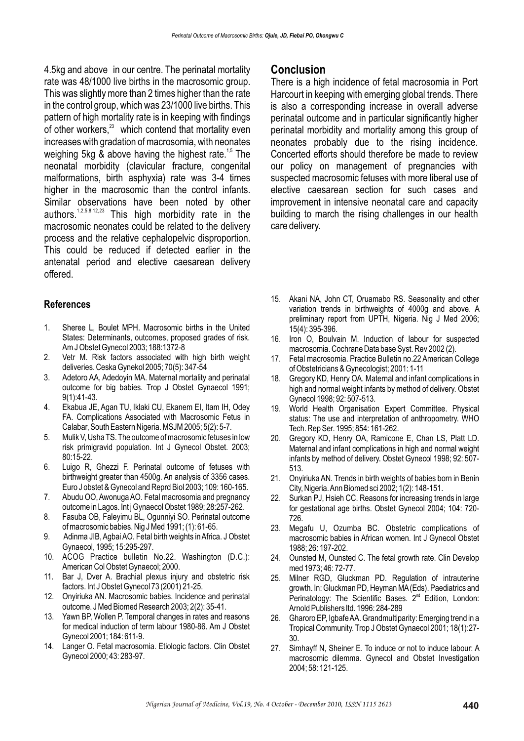4.5kg and above in our centre. The perinatal mortality rate was 48/1000 live births in the macrosomic group. This was slightly more than 2 times higher than the rate in the control group, which was 23/1000 live births. This pattern of high mortality rate is in keeping with findings of other workers,[23] which contend that mortality even increases with gradation of macrosomia, with neonates weighing 5kg & above having the highest rate.[1,5] The neonatal morbidity (clavicular fracture, congenital malformations, birth asphyxia) rate was 3-4 times higher in the macrosomic than the control infants. Similar observations have been noted by other authors.[1,2,5,8,12,23] This high morbidity rate in the macrosomic neonates could be related to the delivery process and the relative cephalopelvic disproportion. This could be reduced if detected earlier in the antenatal period and elective caesarean delivery offered.

## Conclusion

There is a high incidence of fetal macrosomia in Port Harcourt in keeping with emerging global trends. There is also a corresponding increase in overall adverse perinatal outcome and in particular significantly higher perinatal morbidity and mortality among this group of neonates probably due to the rising incidence. Concerted efforts should therefore be made to review our policy on management of pregnancies with suspected macrosomic fetuses with more liberal use of elective caesarean section for such cases and improvement in intensive neonatal care and capacity building to march the rising challenges in our health care delivery.

### References

1. Sheree L, Boulet MPH. Macrosomic births in the United States: Determinants, outcomes, proposed grades of risk. Am J Obstet Gynecol 2003; 188:1372-8
2. Vetr M. Risk factors associated with high birth weight deliveries. Ceska Gynekol 2005; 70(5): 347-54
3. Adetoro AA, Adedoyin MA. Maternal mortality and perinatal outcome for big babies. Trop J Obstet Gynaecol 1991; 9(1):41-43.
4. Ekabua JE, Agan TU, Iklaki CU, Ekanem EI, Itam IH, Odey FA. Complications Associated with Macrosomic Fetus in Calabar, South Eastern Nigeria. MSJM 2005; 5(2): 5-7.
5. Mulik V, Usha TS. The outcome of macrosomic fetuses in low risk primigravid population. Int J Gynecol Obstet. 2003; 80:15-22.
6. Luigo R, Ghezzi F. Perinatal outcome of fetuses with birthweight greater than 4500g. An analysis of 3356 cases. Euro J obstet & Gynecol and Reprd Biol 2003; 109: 160-165.
7. Abudu OO, Awonuga AO. Fetal macrosomia and pregnancy outcome in Lagos. Int j Gynaecol Obstet 1989; 28:257-262.
8. Fasuba OB, Faleyimu BL, Ogunniyi SO. Perinatal outcome of macrosomic babies. Nig J Med 1991; (1): 61-65.
9. Adinma JIB, Agbai AO. Fetal birth weights in Africa. J Obstet Gynaecol, 1995; 15:295-297.
10. ACOG Practice bulletin No.22. Washington (D.C.): American Col Obstet Gynaecol; 2000.
11. Bar J, Dver A. Brachial plexus injury and obstetric risk factors. Int J Obstet Gynecol 73 (2001) 21-25.
12. Onyiriuka AN. Macrosomic babies. Incidence and perinatal outcome. J Med Biomed Research 2003; 2(2): 35-41.
13. Yawn BP, Wollen P. Temporal changes in rates and reasons for medical induction of term labour 1980-86. Am J Obstet Gynecol 2001; 184: 611-9.
14. Langer O. Fetal macrosomia. Etiologic factors. Clin Obstet Gynecol 2000; 43: 283-97.
15. Akani NA, John CT, Oruamabo RS. Seasonality and other variation trends in birthweights of 4000g and above. A preliminary report from UPTH, Nigeria. Nig J Med 2006; 15(4): 395-396.
16. Iron O, Boulvain M. Induction of labour for suspected macrosomia. Cochrane Data base Syst. Rev 2002 (2).
17. Fetal macrosomia. Practice Bulletin no.22 American College of Obstetricians & Gynecologist; 2001: 1-11
18. Gregory KD, Henry OA. Maternal and infant complications in high and normal weight infants by method of delivery. Obstet Gynecol 1998; 92: 507-513.
19. World Health Organisation Expert Committee. Physical status: The use and interpretation of anthropometry. WHO Tech. Rep Ser. 1995; 854: 161-262.
20. Gregory KD, Henry OA, Ramicone E, Chan LS, Platt LD. Maternal and infant complications in high and normal weight infants by method of delivery. Obstet Gynecol 1998; 92: 507-513.
21. Onyiriuka AN. Trends in birth weights of babies born in Benin City, Nigeria. Ann Biomed sci 2002; 1(2): 148-151.
22. Surkan PJ, Hsieh CC. Reasons for increasing trends in large for gestational age births. Obstet Gynecol 2004; 104: 720-726.
23. Megafu U, Ozumba BC. Obstetric complications of macrosomic babies in African women. Int J Gynecol Obstet 1988; 26: 197-202.
24. Ounsted M, Ounsted C. The fetal growth rate. Clin Develop med 1973; 46: 72-77.
25. Milner RGD, Gluckman PD. Regulation of intrauterine growth. In: Gluckman PD, Heyman MA (Eds). Paediatrics and Perinatology: The Scientific Bases. 2nd Edition, London: Arnold Publishers ltd. 1996: 284-289
26. Gharoro EP, Igbafe AA. Grandmultiparity: Emerging trend in a Tropical Community. Trop J Obstet Gynaecol 2001; 18(1):27-30.
27. Simhayff N, Sheiner E. To induce or not to induce labour: A macrosomic dilemma. Gynecol and Obstet Investigation 2004; 58: 121-125.